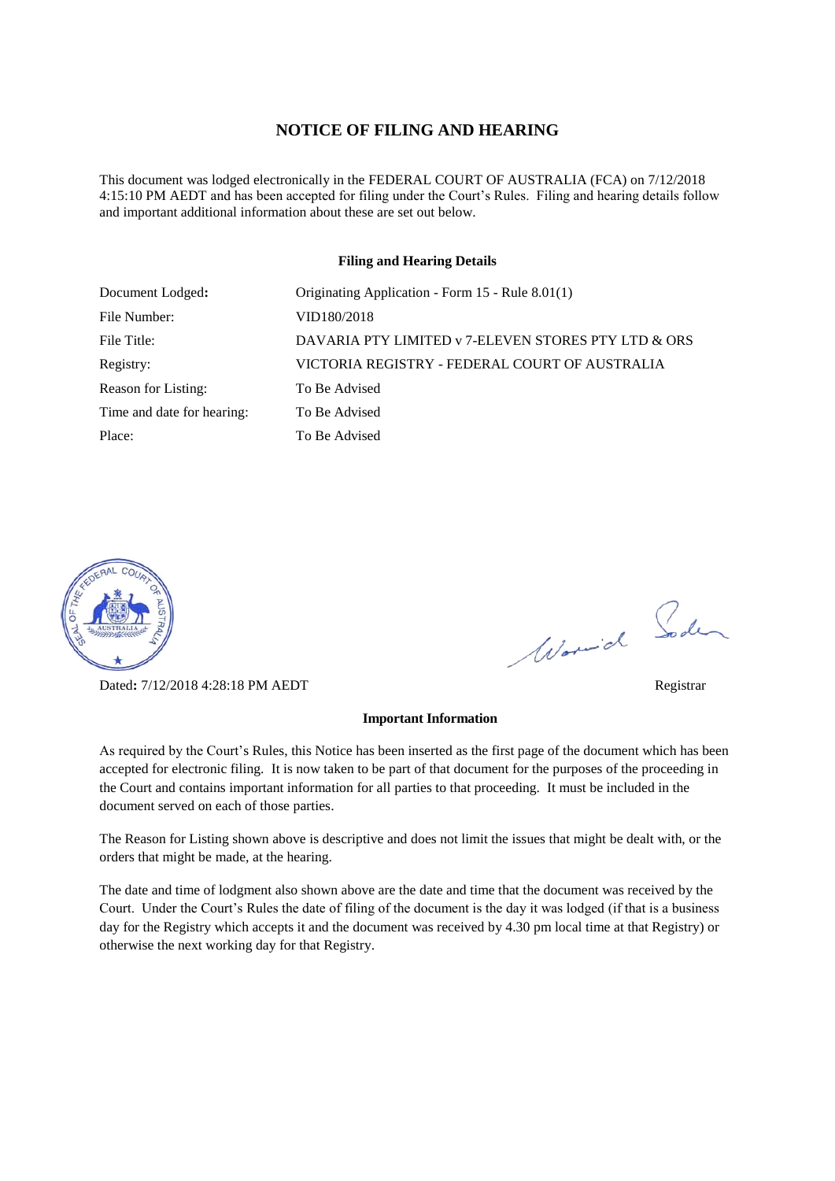# NOTICE OF FILING AND HEARING

This document was lodged electronically in the FEDERAL COURT OF AUSTRALIA (FCA) on 7/12/2018 4:15:10 PM AEDT and has been accepted for filing under the Court's Rules. Filing and hearing details follow and important additional information about these are set out below.

### Filing and Hearing Details

| | |
|---|---|
| Document Lodged: | Originating Application - Form 15 - Rule 8.01(1) |
| File Number: | VID180/2018 |
| File Title: | DAVARIA PTY LIMITED v 7-ELEVEN STORES PTY LTD & ORS |
| Registry: | VICTORIA REGISTRY - FEDERAL COURT OF AUSTRALIA |
| Reason for Listing: | To Be Advised |
| Time and date for hearing: | To Be Advised |
| Place: | To Be Advised |

Dated: 7/12/2018 4:28:18 PM AEDT

Registrar

### Important Information

As required by the Court's Rules, this Notice has been inserted as the first page of the document which has been accepted for electronic filing. It is now taken to be part of that document for the purposes of the proceeding in the Court and contains important information for all parties to that proceeding. It must be included in the document served on each of those parties.

The Reason for Listing shown above is descriptive and does not limit the issues that might be dealt with, or the orders that might be made, at the hearing.

The date and time of lodgment also shown above are the date and time that the document was received by the Court. Under the Court's Rules the date of filing of the document is the day it was lodged (if that is a business day for the Registry which accepts it and the document was received by 4.30 pm local time at that Registry) or otherwise the next working day for that Registry.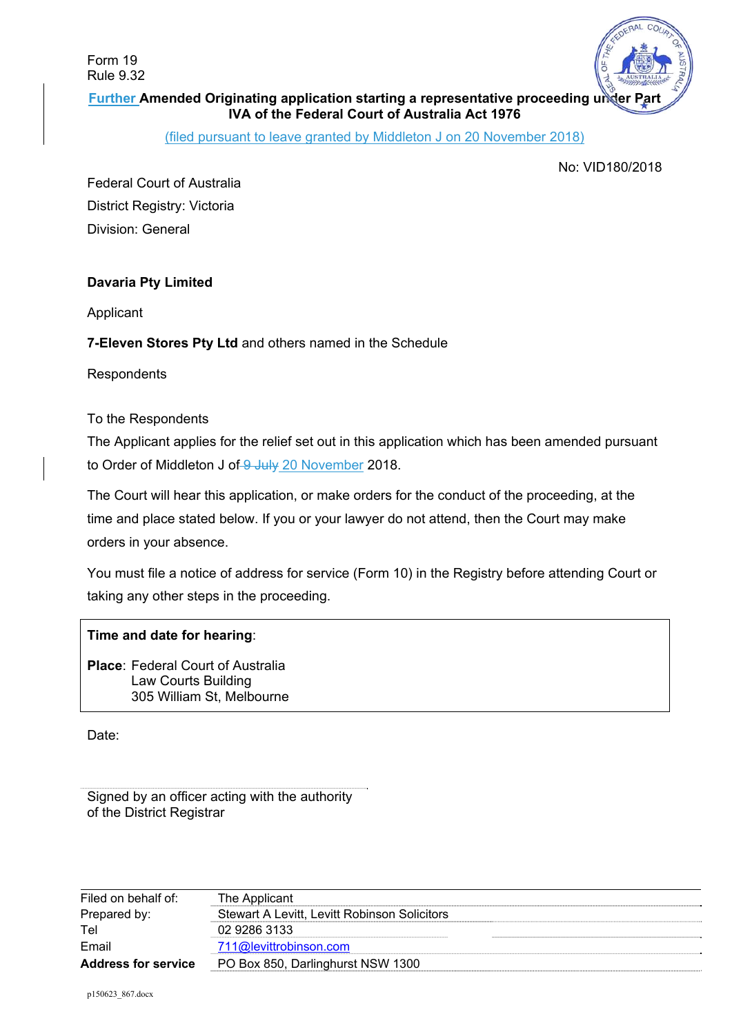Form 19
Rule 9.32

**Further Amended Originating application starting a representative proceeding under Part IVA of the Federal Court of Australia Act 1976**

(filed pursuant to leave granted by Middleton J on 20 November 2018)

No: VID180/2018

Federal Court of Australia

District Registry: Victoria

Division: General

**Davaria Pty Limited**

Applicant

**7-Eleven Stores Pty Ltd** and others named in the Schedule

Respondents

To the Respondents

The Applicant applies for the relief set out in this application which has been amended pursuant to Order of Middleton J of ~~9 July~~ 20 November 2018.

The Court will hear this application, or make orders for the conduct of the proceeding, at the time and place stated below. If you or your lawyer do not attend, then the Court may make orders in your absence.

You must file a notice of address for service (Form 10) in the Registry before attending Court or taking any other steps in the proceeding.

**Time and date for hearing**:

**Place**: Federal Court of Australia
Law Courts Building
305 William St, Melbourne

Date:

Signed by an officer acting with the authority of the District Registrar

| | |
|---|---|
| Filed on behalf of: | The Applicant |
| Prepared by: | Stewart A Levitt, Levitt Robinson Solicitors |
| Tel | 02 9286 3133 |
| Email | 711@levittrobinson.com |
| **Address for service** | PO Box 850, Darlinghurst NSW 1300 |

p150623_867.docx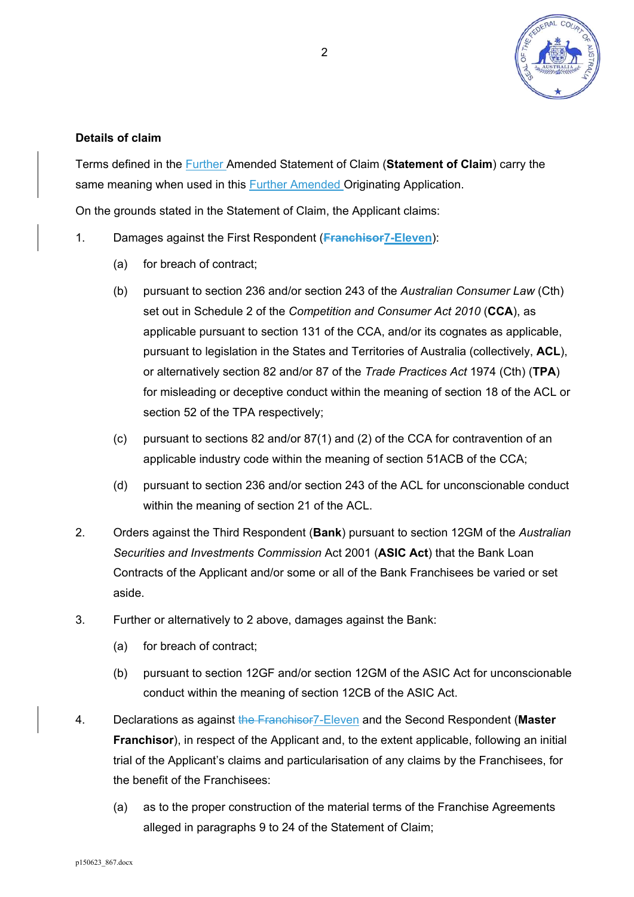**Details of claim**

Terms defined in the Further Amended Statement of Claim (**Statement of Claim**) carry the same meaning when used in this Further Amended Originating Application.

On the grounds stated in the Statement of Claim, the Applicant claims:

1. Damages against the First Respondent (~~**Franchisor**~~**7-Eleven**):

   (a) for breach of contract;

   (b) pursuant to section 236 and/or section 243 of the *Australian Consumer Law* (Cth) set out in Schedule 2 of the *Competition and Consumer Act 2010* (**CCA**), as applicable pursuant to section 131 of the CCA, and/or its cognates as applicable, pursuant to legislation in the States and Territories of Australia (collectively, **ACL**), or alternatively section 82 and/or 87 of the *Trade Practices Act* 1974 (Cth) (**TPA**) for misleading or deceptive conduct within the meaning of section 18 of the ACL or section 52 of the TPA respectively;

   (c) pursuant to sections 82 and/or 87(1) and (2) of the CCA for contravention of an applicable industry code within the meaning of section 51ACB of the CCA;

   (d) pursuant to section 236 and/or section 243 of the ACL for unconscionable conduct within the meaning of section 21 of the ACL.

2. Orders against the Third Respondent (**Bank**) pursuant to section 12GM of the *Australian Securities and Investments Commission* Act 2001 (**ASIC Act**) that the Bank Loan Contracts of the Applicant and/or some or all of the Bank Franchisees be varied or set aside.

3. Further or alternatively to 2 above, damages against the Bank:

   (a) for breach of contract;

   (b) pursuant to section 12GF and/or section 12GM of the ASIC Act for unconscionable conduct within the meaning of section 12CB of the ASIC Act.

4. Declarations as against ~~the Franchisor~~7-Eleven and the Second Respondent (**Master Franchisor**), in respect of the Applicant and, to the extent applicable, following an initial trial of the Applicant's claims and particularisation of any claims by the Franchisees, for the benefit of the Franchisees:

   (a) as to the proper construction of the material terms of the Franchise Agreements alleged in paragraphs 9 to 24 of the Statement of Claim;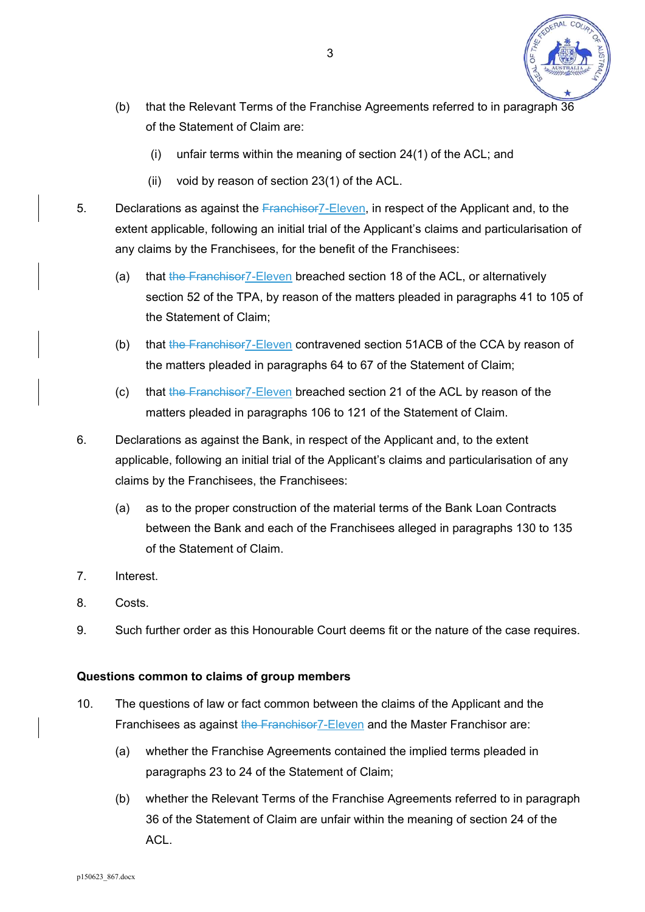(b) that the Relevant Terms of the Franchise Agreements referred to in paragraph 36 of the Statement of Claim are:

   (i) unfair terms within the meaning of section 24(1) of the ACL; and

   (ii) void by reason of section 23(1) of the ACL.

5. Declarations as against the ~~Franchisor~~7-Eleven, in respect of the Applicant and, to the extent applicable, following an initial trial of the Applicant's claims and particularisation of any claims by the Franchisees, for the benefit of the Franchisees:

   (a) that ~~the Franchisor~~7-Eleven breached section 18 of the ACL, or alternatively section 52 of the TPA, by reason of the matters pleaded in paragraphs 41 to 105 of the Statement of Claim;

   (b) that ~~the Franchisor~~7-Eleven contravened section 51ACB of the CCA by reason of the matters pleaded in paragraphs 64 to 67 of the Statement of Claim;

   (c) that ~~the Franchisor~~7-Eleven breached section 21 of the ACL by reason of the matters pleaded in paragraphs 106 to 121 of the Statement of Claim.

6. Declarations as against the Bank, in respect of the Applicant and, to the extent applicable, following an initial trial of the Applicant's claims and particularisation of any claims by the Franchisees, the Franchisees:

   (a) as to the proper construction of the material terms of the Bank Loan Contracts between the Bank and each of the Franchisees alleged in paragraphs 130 to 135 of the Statement of Claim.

7. Interest.

8. Costs.

9. Such further order as this Honourable Court deems fit or the nature of the case requires.

**Questions common to claims of group members**

10. The questions of law or fact common between the claims of the Applicant and the Franchisees as against ~~the Franchisor~~7-Eleven and the Master Franchisor are:

   (a) whether the Franchise Agreements contained the implied terms pleaded in paragraphs 23 to 24 of the Statement of Claim;

   (b) whether the Relevant Terms of the Franchise Agreements referred to in paragraph 36 of the Statement of Claim are unfair within the meaning of section 24 of the ACL.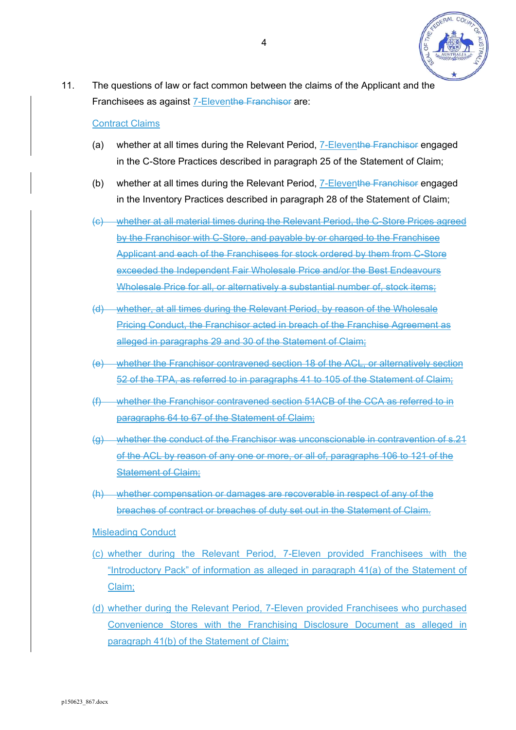11. The questions of law or fact common between the claims of the Applicant and the Franchisees as against 7-Eleven~~the Franchisor~~ are:

Contract Claims

(a) whether at all times during the Relevant Period, 7-Eleven~~the Franchisor~~ engaged in the C-Store Practices described in paragraph 25 of the Statement of Claim;

(b) whether at all times during the Relevant Period, 7-Eleven~~the Franchisor~~ engaged in the Inventory Practices described in paragraph 28 of the Statement of Claim;

~~(c) whether at all material times during the Relevant Period, the C-Store Prices agreed by the Franchisor with C-Store, and payable by or charged to the Franchisee Applicant and each of the Franchisees for stock ordered by them from C-Store exceeded the Independent Fair Wholesale Price and/or the Best Endeavours Wholesale Price for all, or alternatively a substantial number of, stock items;~~

~~(d) whether, at all times during the Relevant Period, by reason of the Wholesale Pricing Conduct, the Franchisor acted in breach of the Franchise Agreement as alleged in paragraphs 29 and 30 of the Statement of Claim;~~

~~(e) whether the Franchisor contravened section 18 of the ACL, or alternatively section 52 of the TPA, as referred to in paragraphs 41 to 105 of the Statement of Claim;~~

~~(f) whether the Franchisor contravened section 51ACB of the CCA as referred to in paragraphs 64 to 67 of the Statement of Claim;~~

~~(g) whether the conduct of the Franchisor was unconscionable in contravention of s.21 of the ACL by reason of any one or more, or all of, paragraphs 106 to 121 of the Statement of Claim;~~

~~(h) whether compensation or damages are recoverable in respect of any of the breaches of contract or breaches of duty set out in the Statement of Claim.~~

Misleading Conduct

(c) whether during the Relevant Period, 7-Eleven provided Franchisees with the "Introductory Pack" of information as alleged in paragraph 41(a) of the Statement of Claim;

(d) whether during the Relevant Period, 7-Eleven provided Franchisees who purchased Convenience Stores with the Franchising Disclosure Document as alleged in paragraph 41(b) of the Statement of Claim;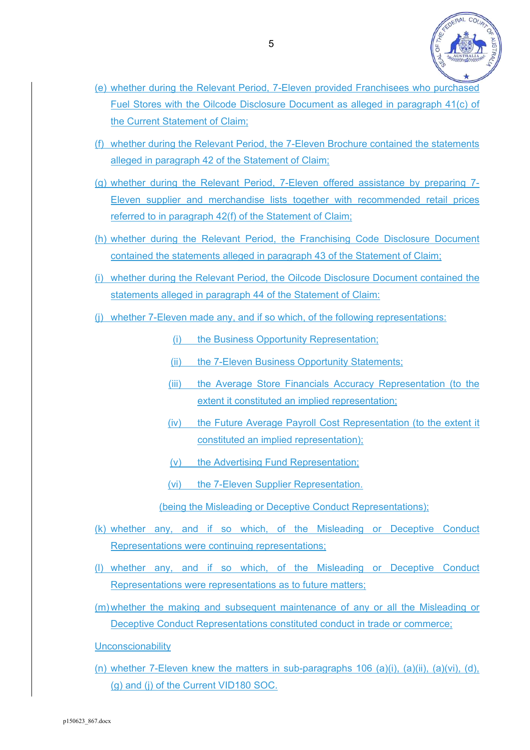(e) whether during the Relevant Period, 7-Eleven provided Franchisees who purchased Fuel Stores with the Oilcode Disclosure Document as alleged in paragraph 41(c) of the Current Statement of Claim;

(f) whether during the Relevant Period, the 7-Eleven Brochure contained the statements alleged in paragraph 42 of the Statement of Claim;

(g) whether during the Relevant Period, 7-Eleven offered assistance by preparing 7-Eleven supplier and merchandise lists together with recommended retail prices referred to in paragraph 42(f) of the Statement of Claim;

(h) whether during the Relevant Period, the Franchising Code Disclosure Document contained the statements alleged in paragraph 43 of the Statement of Claim;

(i) whether during the Relevant Period, the Oilcode Disclosure Document contained the statements alleged in paragraph 44 of the Statement of Claim:

(j) whether 7-Eleven made any, and if so which, of the following representations:

- (i) the Business Opportunity Representation;
- (ii) the 7-Eleven Business Opportunity Statements;
- (iii) the Average Store Financials Accuracy Representation (to the extent it constituted an implied representation;
- (iv) the Future Average Payroll Cost Representation (to the extent it constituted an implied representation);
- (v) the Advertising Fund Representation;
- (vi) the 7-Eleven Supplier Representation.

(being the Misleading or Deceptive Conduct Representations);

(k) whether any, and if so which, of the Misleading or Deceptive Conduct Representations were continuing representations;

(l) whether any, and if so which, of the Misleading or Deceptive Conduct Representations were representations as to future matters;

(m) whether the making and subsequent maintenance of any or all the Misleading or Deceptive Conduct Representations constituted conduct in trade or commerce;

Unconscionability

(n) whether 7-Eleven knew the matters in sub-paragraphs 106 (a)(i), (a)(ii), (a)(vi), (d), (g) and (j) of the Current VID180 SOC.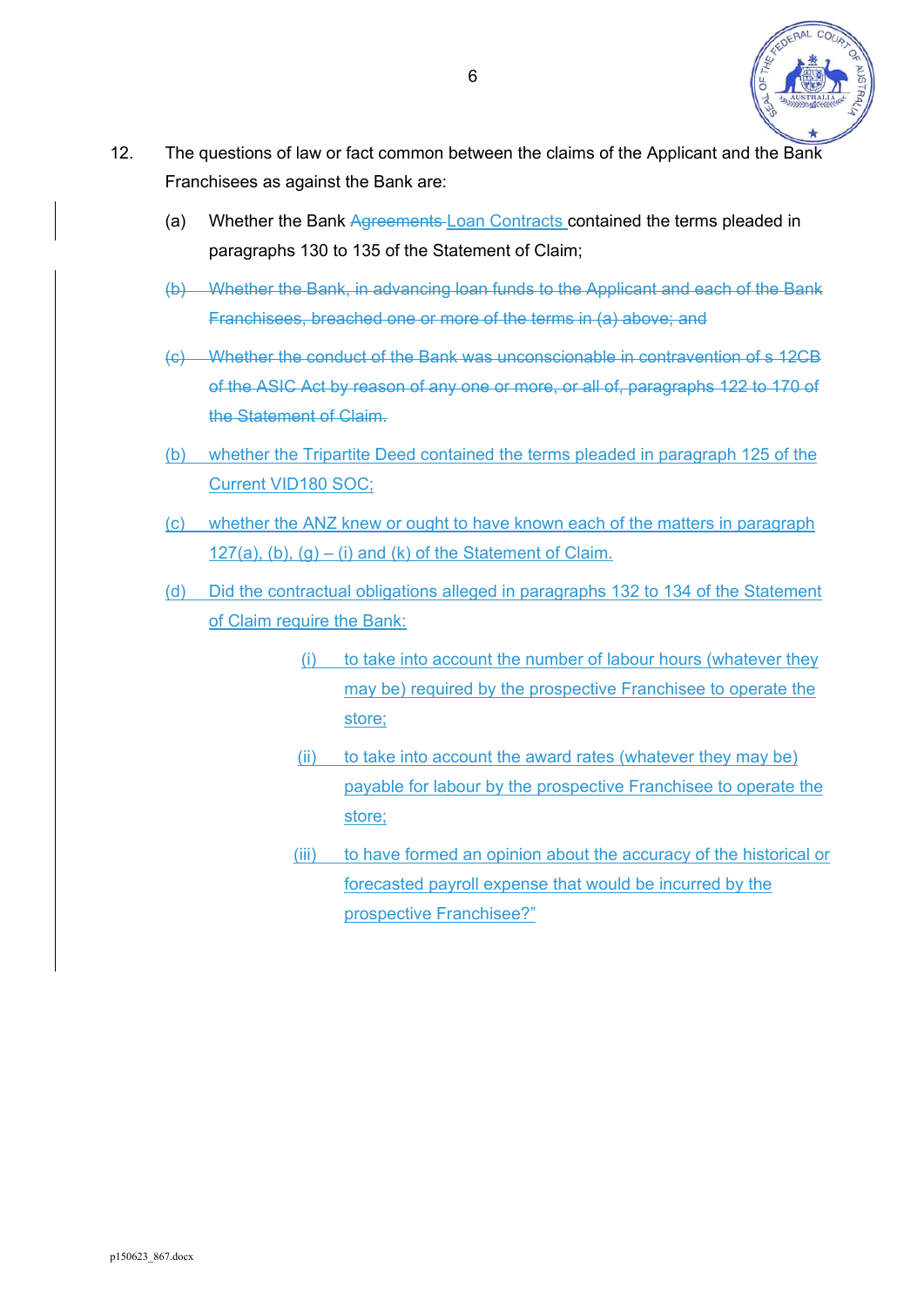12. The questions of law or fact common between the claims of the Applicant and the Bank Franchisees as against the Bank are:

    (a) Whether the Bank ~~Agreements~~ Loan Contracts contained the terms pleaded in paragraphs 130 to 135 of the Statement of Claim;

    ~~(b) Whether the Bank, in advancing loan funds to the Applicant and each of the Bank Franchisees, breached one or more of the terms in (a) above; and~~

    ~~(c) Whether the conduct of the Bank was unconscionable in contravention of s 12CB of the ASIC Act by reason of any one more, or all of, paragraphs 122 to 170 of the Statement of Claim.~~

    (b) whether the Tripartite Deed contained the terms pleaded in paragraph 125 of the Current VID180 SOC;

    (c) whether the ANZ knew or ought to have known each of the matters in paragraph 127(a), (b), (g) – (i) and (k) of the Statement of Claim.

    (d) Did the contractual obligations alleged in paragraphs 132 to 134 of the Statement of Claim require the Bank:

        (i) to take into account the number of labour hours (whatever they may be) required by the prospective Franchisee to operate the store;

        (ii) to take into account the award rates (whatever they may be) payable for labour by the prospective Franchisee to operate the store;

        (iii) to have formed an opinion about the accuracy of the historical or forecasted payroll expense that would be incurred by the prospective Franchisee?"

p150623_867.docx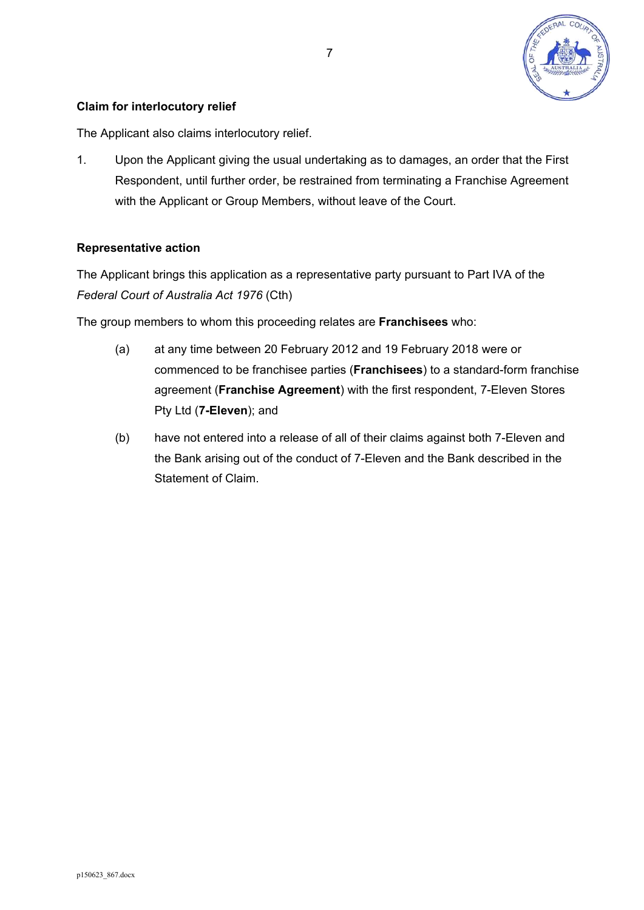**Claim for interlocutory relief**

The Applicant also claims interlocutory relief.

1. Upon the Applicant giving the usual undertaking as to damages, an order that the First Respondent, until further order, be restrained from terminating a Franchise Agreement with the Applicant or Group Members, without leave of the Court.

**Representative action**

The Applicant brings this application as a representative party pursuant to Part IVA of the *Federal Court of Australia Act 1976* (Cth)

The group members to whom this proceeding relates are **Franchisees** who:

(a) at any time between 20 February 2012 and 19 February 2018 were or commenced to be franchisee parties (**Franchisees**) to a standard-form franchise agreement (**Franchise Agreement**) with the first respondent, 7-Eleven Stores Pty Ltd (**7-Eleven**); and

(b) have not entered into a release of all of their claims against both 7-Eleven and the Bank arising out of the conduct of 7-Eleven and the Bank described in the Statement of Claim.

p150623_867.docx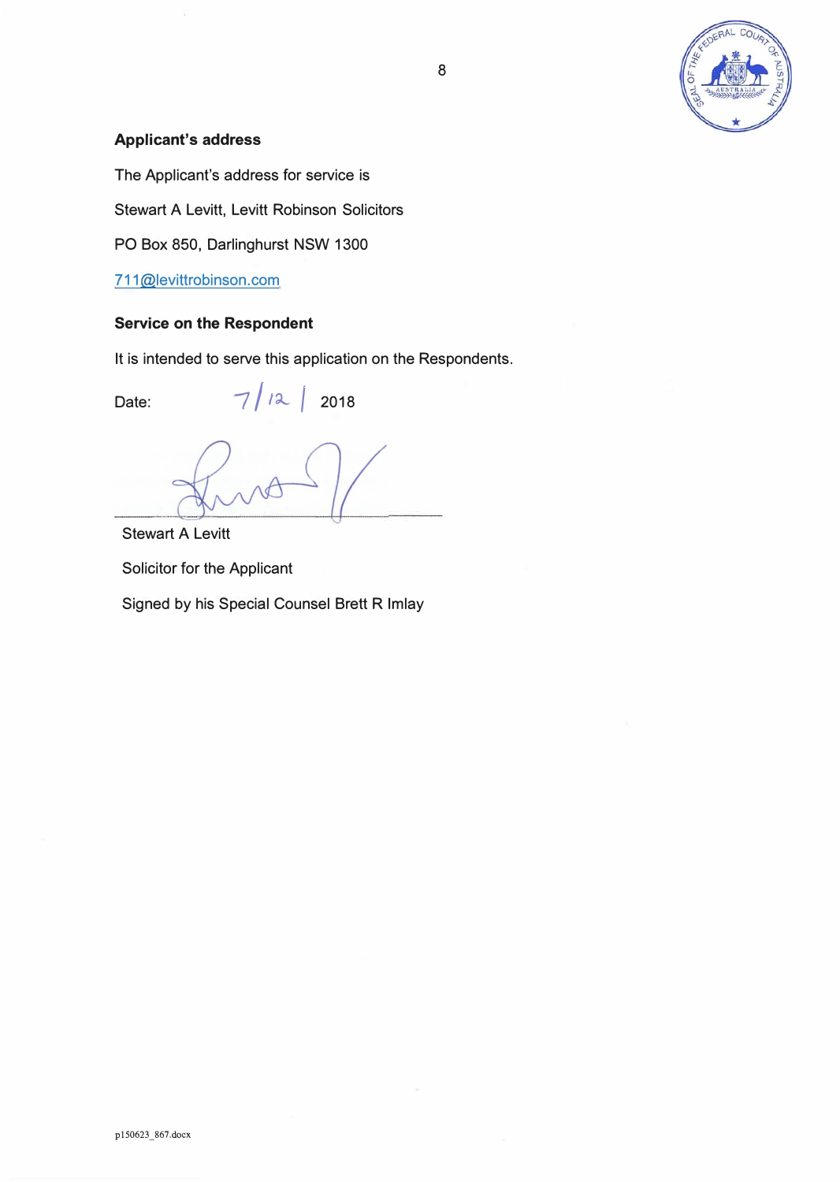**Applicant's address**

The Applicant's address for service is

Stewart A Levitt, Levitt Robinson Solicitors

PO Box 850, Darlinghurst NSW 1300

711@levittrobinson.com

**Service on the Respondent**

It is intended to serve this application on the Respondents.

Date: 7/12/ 2018

Stewart A Levitt

Solicitor for the Applicant

Signed by his Special Counsel Brett R Imlay

p150623_867.docx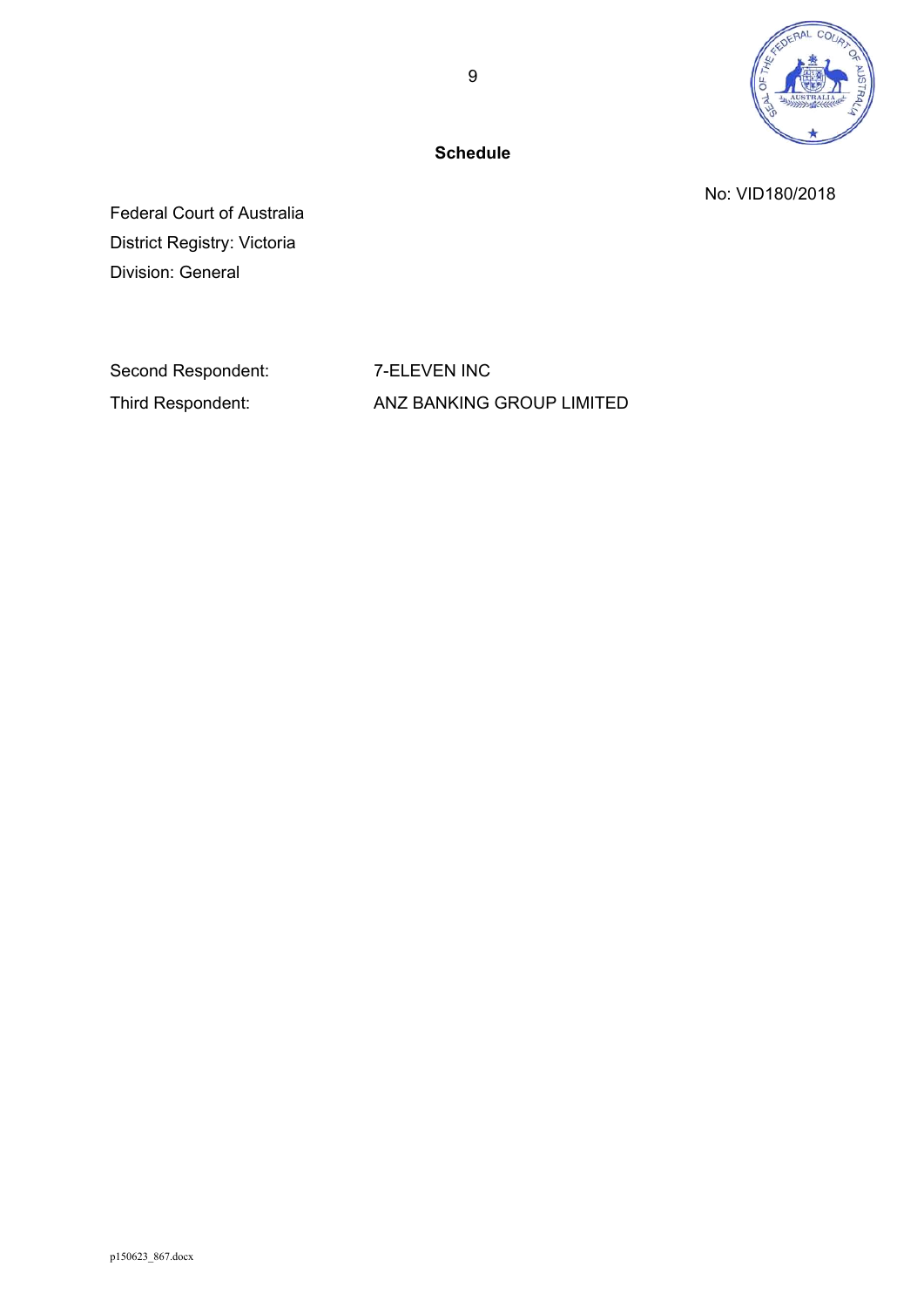**Schedule**

No: VID180/2018

Federal Court of Australia
District Registry: Victoria
Division: General

| | |
|---|---|
| Second Respondent: | 7-ELEVEN INC |
| Third Respondent: | ANZ BANKING GROUP LIMITED |

p150623_867.docx